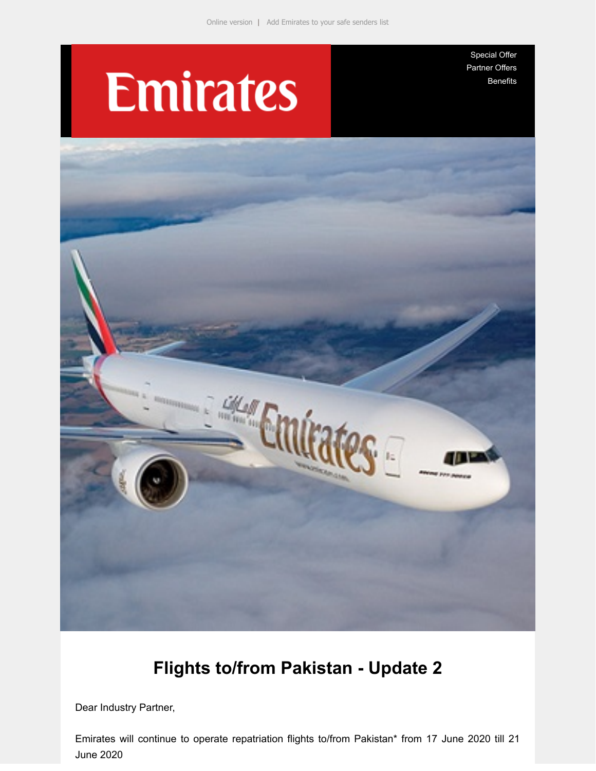Online version | Add Emirates to your safe senders list

Emirates

Special Offer
Partner Offers
Benefits

# Flights to/from Pakistan - Update 2

Dear Industry Partner,

Emirates will continue to operate repatriation flights to/from Pakistan* from 17 June 2020 till 21 June 2020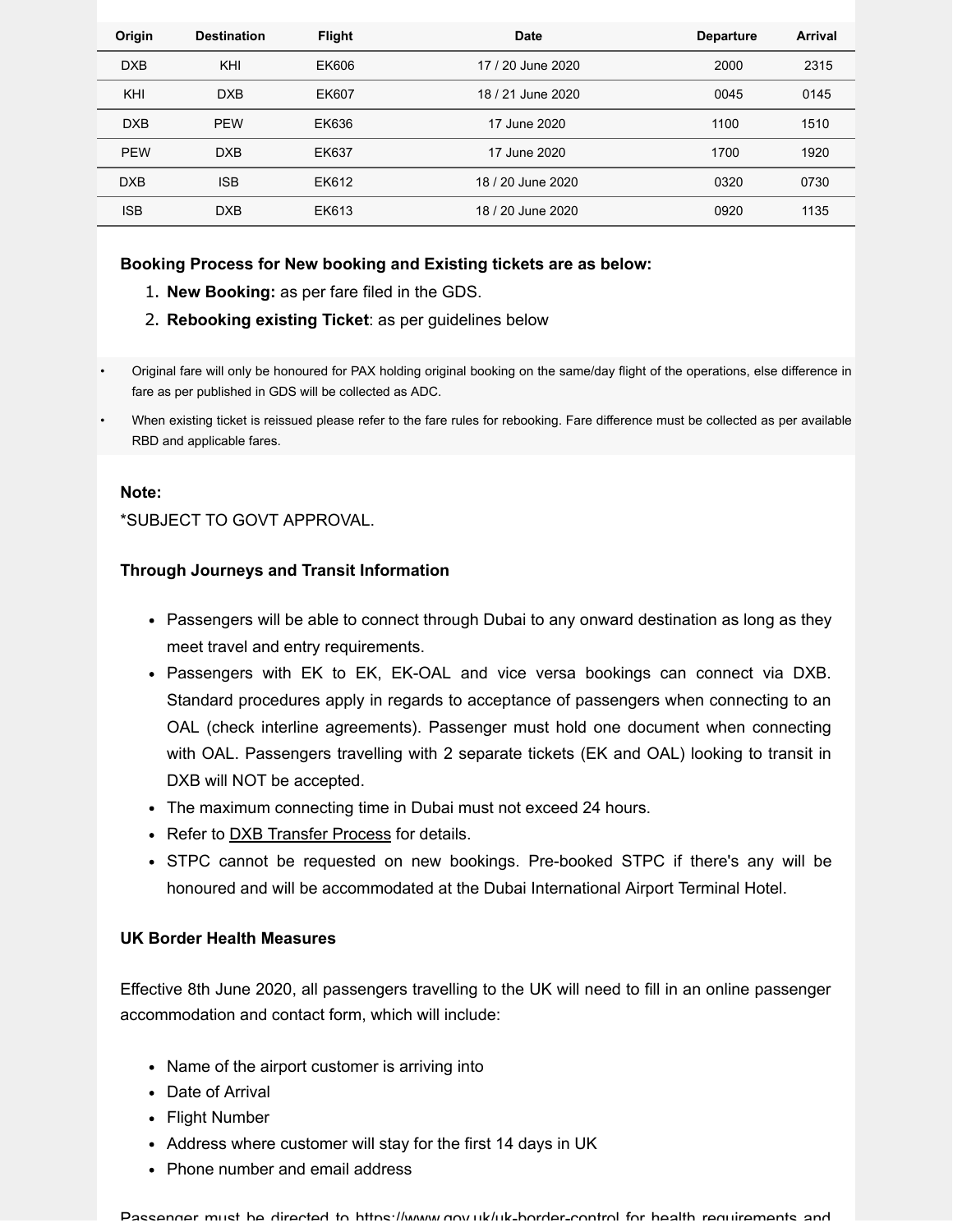| Origin | Destination | Flight | Date | Departure | Arrival |
|---|---|---|---|---|---|
| DXB | KHI | EK606 | 17 / 20 June 2020 | 2000 | 2315 |
| KHI | DXB | EK607 | 18 / 21 June 2020 | 0045 | 0145 |
| DXB | PEW | EK636 | 17 June 2020 | 1100 | 1510 |
| PEW | DXB | EK637 | 17 June 2020 | 1700 | 1920 |
| DXB | ISB | EK612 | 18 / 20 June 2020 | 0320 | 0730 |
| ISB | DXB | EK613 | 18 / 20 June 2020 | 0920 | 1135 |

**Booking Process for New booking and Existing tickets are as below:**

1. **New Booking:** as per fare filed in the GDS.
2. **Rebooking existing Ticket**: as per guidelines below

- Original fare will only be honoured for PAX holding original booking on the same/day flight of the operations, else difference in fare as per published in GDS will be collected as ADC.
- When existing ticket is reissued please refer to the fare rules for rebooking. Fare difference must be collected as per available RBD and applicable fares.

**Note:**

*SUBJECT TO GOVT APPROVAL.

**Through Journeys and Transit Information**

- Passengers will be able to connect through Dubai to any onward destination as long as they meet travel and entry requirements.
- Passengers with EK to EK, EK-OAL and vice versa bookings can connect via DXB. Standard procedures apply in regards to acceptance of passengers when connecting to an OAL (check interline agreements). Passenger must hold one document when connecting with OAL. Passengers travelling with 2 separate tickets (EK and OAL) looking to transit in DXB will NOT be accepted.
- The maximum connecting time in Dubai must not exceed 24 hours.
- Refer to DXB Transfer Process for details.
- STPC cannot be requested on new bookings. Pre-booked STPC if there's any will be honoured and will be accommodated at the Dubai International Airport Terminal Hotel.

**UK Border Health Measures**

Effective 8th June 2020, all passengers travelling to the UK will need to fill in an online passenger accommodation and contact form, which will include:

- Name of the airport customer is arriving into
- Date of Arrival
- Flight Number
- Address where customer will stay for the first 14 days in UK
- Phone number and email address

Passenger must be directed to https://www.gov.uk/uk-border-control for health requirements and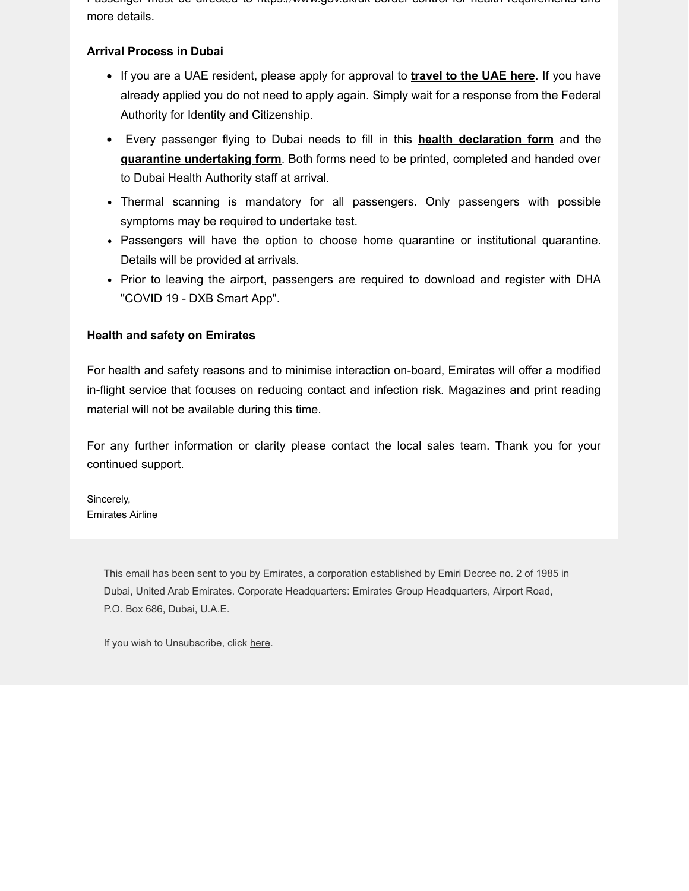more details.

**Arrival Process in Dubai**

- If you are a UAE resident, please apply for approval to **travel to the UAE here**. If you have already applied you do not need to apply again. Simply wait for a response from the Federal Authority for Identity and Citizenship.
- Every passenger flying to Dubai needs to fill in this **health declaration form** and the **quarantine undertaking form**. Both forms need to be printed, completed and handed over to Dubai Health Authority staff at arrival.
- Thermal scanning is mandatory for all passengers. Only passengers with possible symptoms may be required to undertake test.
- Passengers will have the option to choose home quarantine or institutional quarantine. Details will be provided at arrivals.
- Prior to leaving the airport, passengers are required to download and register with DHA "COVID 19 - DXB Smart App".

**Health and safety on Emirates**

For health and safety reasons and to minimise interaction on-board, Emirates will offer a modified in-flight service that focuses on reducing contact and infection risk. Magazines and print reading material will not be available during this time.

For any further information or clarity please contact the local sales team. Thank you for your continued support.

Sincerely,
Emirates Airline

This email has been sent to you by Emirates, a corporation established by Emiri Decree no. 2 of 1985 in Dubai, United Arab Emirates. Corporate Headquarters: Emirates Group Headquarters, Airport Road, P.O. Box 686, Dubai, U.A.E.

If you wish to Unsubscribe, click here.